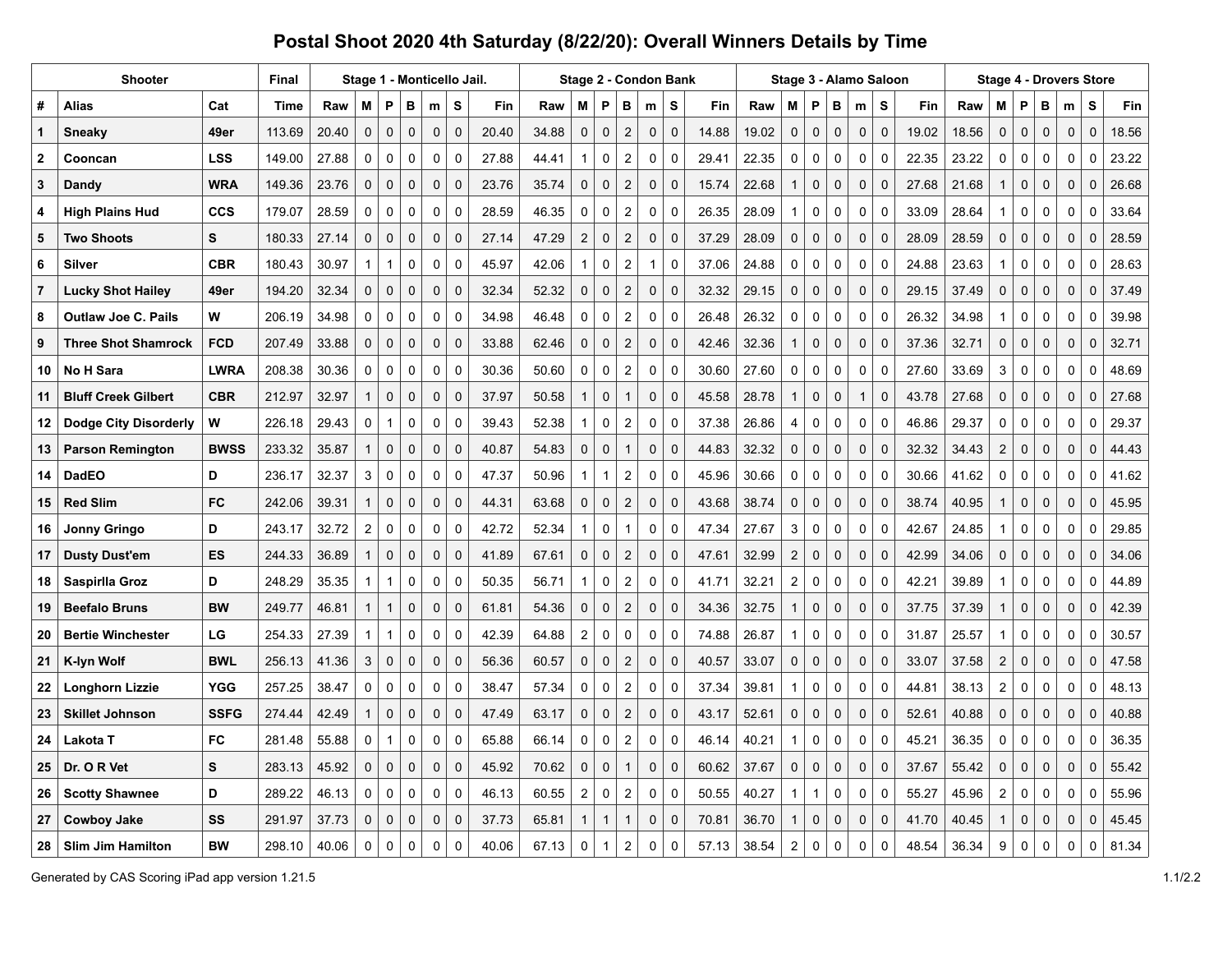# Postal Shoot 2020 4th Saturday (8/22/20): Overall Winners Details by Time

| Shooter | | | Final | Stage 1 - Monticello Jail. | | | | | | | Stage 2 - Condon Bank | | | | | | | Stage 3 - Alamo Saloon | | | | | | | Stage 4 - Drovers Store | | | | | | |
|---|---|---|---|---|---|---|---|---|---|---|---|---|---|---|---|---|---|---|---|---|---|---|---|---|---|---|---|---|---|---|---|
| # | Alias | Cat | Time | Raw | M | P | B | m | S | Fin | Raw | M | P | B | m | S | Fin | Raw | M | P | B | m | S | Fin | Raw | M | P | B | m | S | Fin |
| 1 | **Sneaky** | **49er** | 113.69 | 20.40 | 0 | 0 | 0 | 0 | 0 | 20.40 | 34.88 | 0 | 0 | 2 | 0 | 0 | 14.88 | 19.02 | 0 | 0 | 0 | 0 | 0 | 19.02 | 18.56 | 0 | 0 | 0 | 0 | 0 | 18.56 |
| 2 | **Cooncan** | **LSS** | 149.00 | 27.88 | 0 | 0 | 0 | 0 | 0 | 27.88 | 44.41 | 1 | 0 | 2 | 0 | 0 | 29.41 | 22.35 | 0 | 0 | 0 | 0 | 0 | 22.35 | 23.22 | 0 | 0 | 0 | 0 | 0 | 23.22 |
| 3 | **Dandy** | **WRA** | 149.36 | 23.76 | 0 | 0 | 0 | 0 | 0 | 23.76 | 35.74 | 0 | 0 | 2 | 0 | 0 | 15.74 | 22.68 | 1 | 0 | 0 | 0 | 0 | 27.68 | 21.68 | 1 | 0 | 0 | 0 | 0 | 26.68 |
| 4 | **High Plains Hud** | **CCS** | 179.07 | 28.59 | 0 | 0 | 0 | 0 | 0 | 28.59 | 46.35 | 0 | 0 | 2 | 0 | 0 | 26.35 | 28.09 | 1 | 0 | 0 | 0 | 0 | 33.09 | 28.64 | 1 | 0 | 0 | 0 | 0 | 33.64 |
| 5 | **Two Shoots** | **S** | 180.33 | 27.14 | 0 | 0 | 0 | 0 | 0 | 27.14 | 47.29 | 2 | 0 | 2 | 0 | 0 | 37.29 | 28.09 | 0 | 0 | 0 | 0 | 0 | 28.09 | 28.59 | 0 | 0 | 0 | 0 | 0 | 28.59 |
| 6 | **Silver** | **CBR** | 180.43 | 30.97 | 1 | 1 | 0 | 0 | 0 | 45.97 | 42.06 | 1 | 0 | 2 | 1 | 0 | 37.06 | 24.88 | 0 | 0 | 0 | 0 | 0 | 24.88 | 23.63 | 1 | 0 | 0 | 0 | 0 | 28.63 |
| 7 | **Lucky Shot Hailey** | **49er** | 194.20 | 32.34 | 0 | 0 | 0 | 0 | 0 | 32.34 | 52.32 | 0 | 0 | 2 | 0 | 0 | 32.32 | 29.15 | 0 | 0 | 0 | 0 | 0 | 29.15 | 37.49 | 0 | 0 | 0 | 0 | 0 | 37.49 |
| 8 | **Outlaw Joe C. Pails** | **W** | 206.19 | 34.98 | 0 | 0 | 0 | 0 | 0 | 34.98 | 46.48 | 0 | 0 | 2 | 0 | 0 | 26.48 | 26.32 | 0 | 0 | 0 | 0 | 0 | 26.32 | 34.98 | 1 | 0 | 0 | 0 | 0 | 39.98 |
| 9 | **Three Shot Shamrock** | **FCD** | 207.49 | 33.88 | 0 | 0 | 0 | 0 | 0 | 33.88 | 62.46 | 0 | 0 | 2 | 0 | 0 | 42.46 | 32.36 | 1 | 0 | 0 | 0 | 0 | 37.36 | 32.71 | 0 | 0 | 0 | 0 | 0 | 32.71 |
| 10 | **No H Sara** | **LWRA** | 208.38 | 30.36 | 0 | 0 | 0 | 0 | 0 | 30.36 | 50.60 | 0 | 0 | 2 | 0 | 0 | 30.60 | 27.60 | 0 | 0 | 0 | 0 | 0 | 27.60 | 33.69 | 3 | 0 | 0 | 0 | 0 | 48.69 |
| 11 | **Bluff Creek Gilbert** | **CBR** | 212.97 | 32.97 | 1 | 0 | 0 | 0 | 0 | 37.97 | 50.58 | 1 | 0 | 1 | 0 | 0 | 45.58 | 28.78 | 1 | 0 | 0 | 1 | 0 | 43.78 | 27.68 | 0 | 0 | 0 | 0 | 0 | 27.68 |
| 12 | **Dodge City Disorderly** | **W** | 226.18 | 29.43 | 0 | 1 | 0 | 0 | 0 | 39.43 | 52.38 | 1 | 0 | 2 | 0 | 0 | 37.38 | 26.86 | 4 | 0 | 0 | 0 | 0 | 46.86 | 29.37 | 0 | 0 | 0 | 0 | 0 | 29.37 |
| 13 | **Parson Remington** | **BWSS** | 233.32 | 35.87 | 1 | 0 | 0 | 0 | 0 | 40.87 | 54.83 | 0 | 0 | 1 | 0 | 0 | 44.83 | 32.32 | 0 | 0 | 0 | 0 | 0 | 32.32 | 34.43 | 2 | 0 | 0 | 0 | 0 | 44.43 |
| 14 | **DadEO** | **D** | 236.17 | 32.37 | 3 | 0 | 0 | 0 | 0 | 47.37 | 50.96 | 1 | 1 | 2 | 0 | 0 | 45.96 | 30.66 | 0 | 0 | 0 | 0 | 0 | 30.66 | 41.62 | 0 | 0 | 0 | 0 | 0 | 41.62 |
| 15 | **Red Slim** | **FC** | 242.06 | 39.31 | 1 | 0 | 0 | 0 | 0 | 44.31 | 63.68 | 0 | 0 | 2 | 0 | 0 | 43.68 | 38.74 | 0 | 0 | 0 | 0 | 0 | 38.74 | 40.95 | 1 | 0 | 0 | 0 | 0 | 45.95 |
| 16 | **Jonny Gringo** | **D** | 243.17 | 32.72 | 2 | 0 | 0 | 0 | 0 | 42.72 | 52.34 | 1 | 0 | 1 | 0 | 0 | 47.34 | 27.67 | 3 | 0 | 0 | 0 | 0 | 42.67 | 24.85 | 1 | 0 | 0 | 0 | 0 | 29.85 |
| 17 | **Dusty Dust'em** | **ES** | 244.33 | 36.89 | 1 | 0 | 0 | 0 | 0 | 41.89 | 67.61 | 0 | 0 | 2 | 0 | 0 | 47.61 | 32.99 | 2 | 0 | 0 | 0 | 0 | 42.99 | 34.06 | 0 | 0 | 0 | 0 | 0 | 34.06 |
| 18 | **Saspirlla Groz** | **D** | 248.29 | 35.35 | 1 | 1 | 0 | 0 | 0 | 50.35 | 56.71 | 1 | 0 | 2 | 0 | 0 | 41.71 | 32.21 | 2 | 0 | 0 | 0 | 0 | 42.21 | 39.89 | 1 | 0 | 0 | 0 | 0 | 44.89 |
| 19 | **Beefalo Bruns** | **BW** | 249.77 | 46.81 | 1 | 1 | 0 | 0 | 0 | 61.81 | 54.36 | 0 | 0 | 2 | 0 | 0 | 34.36 | 32.75 | 1 | 0 | 0 | 0 | 0 | 37.75 | 37.39 | 1 | 0 | 0 | 0 | 0 | 42.39 |
| 20 | **Bertie Winchester** | **LG** | 254.33 | 27.39 | 1 | 1 | 0 | 0 | 0 | 42.39 | 64.88 | 2 | 0 | 0 | 0 | 0 | 74.88 | 26.87 | 1 | 0 | 0 | 0 | 0 | 31.87 | 25.57 | 1 | 0 | 0 | 0 | 0 | 30.57 |
| 21 | **K-lyn Wolf** | **BWL** | 256.13 | 41.36 | 3 | 0 | 0 | 0 | 0 | 56.36 | 60.57 | 0 | 0 | 2 | 0 | 0 | 40.57 | 33.07 | 0 | 0 | 0 | 0 | 0 | 33.07 | 37.58 | 2 | 0 | 0 | 0 | 0 | 47.58 |
| 22 | **Longhorn Lizzie** | **YGG** | 257.25 | 38.47 | 0 | 0 | 0 | 0 | 0 | 38.47 | 57.34 | 0 | 0 | 2 | 0 | 0 | 37.34 | 39.81 | 1 | 0 | 0 | 0 | 0 | 44.81 | 38.13 | 2 | 0 | 0 | 0 | 0 | 48.13 |
| 23 | **Skillet Johnson** | **SSFG** | 274.44 | 42.49 | 1 | 0 | 0 | 0 | 0 | 47.49 | 63.17 | 0 | 0 | 2 | 0 | 0 | 43.17 | 52.61 | 0 | 0 | 0 | 0 | 0 | 52.61 | 40.88 | 0 | 0 | 0 | 0 | 0 | 40.88 |
| 24 | **Lakota T** | **FC** | 281.48 | 55.88 | 0 | 1 | 0 | 0 | 0 | 65.88 | 66.14 | 0 | 0 | 2 | 0 | 0 | 46.14 | 40.21 | 1 | 0 | 0 | 0 | 0 | 45.21 | 36.35 | 0 | 0 | 0 | 0 | 0 | 36.35 |
| 25 | **Dr. O R Vet** | **S** | 283.13 | 45.92 | 0 | 0 | 0 | 0 | 0 | 45.92 | 70.62 | 0 | 0 | 1 | 0 | 0 | 60.62 | 37.67 | 0 | 0 | 0 | 0 | 0 | 37.67 | 55.42 | 0 | 0 | 0 | 0 | 0 | 55.42 |
| 26 | **Scotty Shawnee** | **D** | 289.22 | 46.13 | 0 | 0 | 0 | 0 | 0 | 46.13 | 60.55 | 2 | 0 | 2 | 0 | 0 | 50.55 | 40.27 | 1 | 1 | 0 | 0 | 0 | 55.27 | 45.96 | 2 | 0 | 0 | 0 | 0 | 55.96 |
| 27 | **Cowboy Jake** | **SS** | 291.97 | 37.73 | 0 | 0 | 0 | 0 | 0 | 37.73 | 65.81 | 1 | 1 | 1 | 0 | 0 | 70.81 | 36.70 | 1 | 0 | 0 | 0 | 0 | 41.70 | 40.45 | 1 | 0 | 0 | 0 | 0 | 45.45 |
| 28 | **Slim Jim Hamilton** | **BW** | 298.10 | 40.06 | 0 | 0 | 0 | 0 | 0 | 40.06 | 67.13 | 0 | 1 | 2 | 0 | 0 | 57.13 | 38.54 | 2 | 0 | 0 | 0 | 0 | 48.54 | 36.34 | 9 | 0 | 0 | 0 | 0 | 81.34 |

Generated by CAS Scoring iPad app version 1.21.5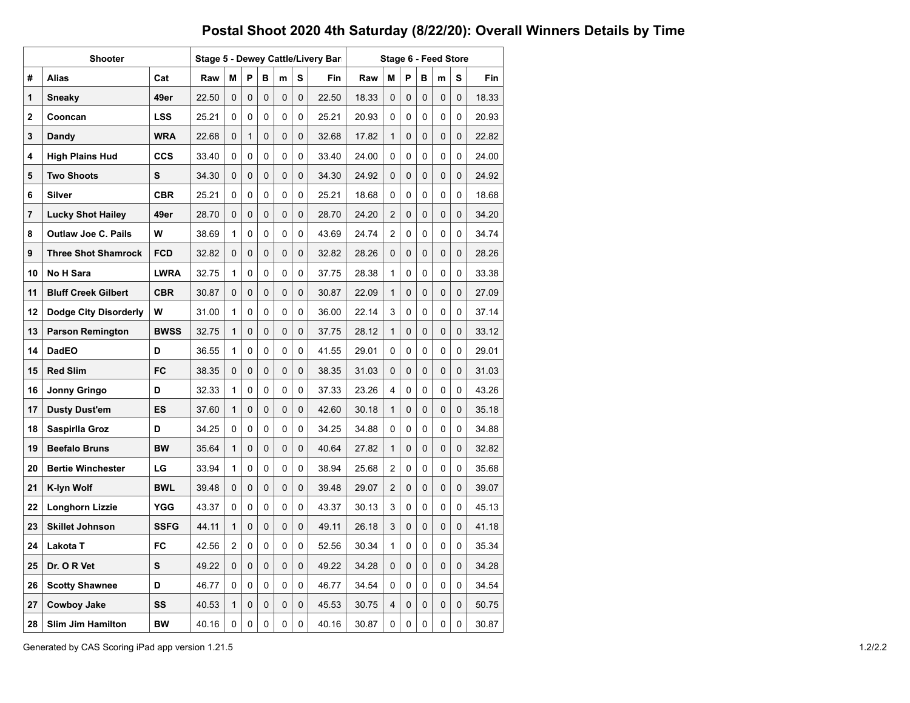# Postal Shoot 2020 4th Saturday (8/22/20): Overall Winners Details by Time

| Shooter | | | Stage 5 - Dewey Cattle/Livery Bar | | | | | | | Stage 6 - Feed Store | | | | | | |
|---|---|---|---|---|---|---|---|---|---|---|---|---|---|---|---|---|
| # | Alias | Cat | Raw | M | P | B | m | S | Fin | Raw | M | P | B | m | S | Fin |
| 1 | Sneaky | 49er | 22.50 | 0 | 0 | 0 | 0 | 0 | 22.50 | 18.33 | 0 | 0 | 0 | 0 | 0 | 18.33 |
| 2 | Cooncan | LSS | 25.21 | 0 | 0 | 0 | 0 | 0 | 25.21 | 20.93 | 0 | 0 | 0 | 0 | 0 | 20.93 |
| 3 | Dandy | WRA | 22.68 | 0 | 1 | 0 | 0 | 0 | 32.68 | 17.82 | 1 | 0 | 0 | 0 | 0 | 22.82 |
| 4 | High Plains Hud | CCS | 33.40 | 0 | 0 | 0 | 0 | 0 | 33.40 | 24.00 | 0 | 0 | 0 | 0 | 0 | 24.00 |
| 5 | Two Shoots | S | 34.30 | 0 | 0 | 0 | 0 | 0 | 34.30 | 24.92 | 0 | 0 | 0 | 0 | 0 | 24.92 |
| 6 | Silver | CBR | 25.21 | 0 | 0 | 0 | 0 | 0 | 25.21 | 18.68 | 0 | 0 | 0 | 0 | 0 | 18.68 |
| 7 | Lucky Shot Hailey | 49er | 28.70 | 0 | 0 | 0 | 0 | 0 | 28.70 | 24.20 | 2 | 0 | 0 | 0 | 0 | 34.20 |
| 8 | Outlaw Joe C. Pails | W | 38.69 | 1 | 0 | 0 | 0 | 0 | 43.69 | 24.74 | 2 | 0 | 0 | 0 | 0 | 34.74 |
| 9 | Three Shot Shamrock | FCD | 32.82 | 0 | 0 | 0 | 0 | 0 | 32.82 | 28.26 | 0 | 0 | 0 | 0 | 0 | 28.26 |
| 10 | No H Sara | LWRA | 32.75 | 1 | 0 | 0 | 0 | 0 | 37.75 | 28.38 | 1 | 0 | 0 | 0 | 0 | 33.38 |
| 11 | Bluff Creek Gilbert | CBR | 30.87 | 0 | 0 | 0 | 0 | 0 | 30.87 | 22.09 | 1 | 0 | 0 | 0 | 0 | 27.09 |
| 12 | Dodge City Disorderly | W | 31.00 | 1 | 0 | 0 | 0 | 0 | 36.00 | 22.14 | 3 | 0 | 0 | 0 | 0 | 37.14 |
| 13 | Parson Remington | BWSS | 32.75 | 1 | 0 | 0 | 0 | 0 | 37.75 | 28.12 | 1 | 0 | 0 | 0 | 0 | 33.12 |
| 14 | DadEO | D | 36.55 | 1 | 0 | 0 | 0 | 0 | 41.55 | 29.01 | 0 | 0 | 0 | 0 | 0 | 29.01 |
| 15 | Red Slim | FC | 38.35 | 0 | 0 | 0 | 0 | 0 | 38.35 | 31.03 | 0 | 0 | 0 | 0 | 0 | 31.03 |
| 16 | Jonny Gringo | D | 32.33 | 1 | 0 | 0 | 0 | 0 | 37.33 | 23.26 | 4 | 0 | 0 | 0 | 0 | 43.26 |
| 17 | Dusty Dust'em | ES | 37.60 | 1 | 0 | 0 | 0 | 0 | 42.60 | 30.18 | 1 | 0 | 0 | 0 | 0 | 35.18 |
| 18 | Saspirlla Groz | D | 34.25 | 0 | 0 | 0 | 0 | 0 | 34.25 | 34.88 | 0 | 0 | 0 | 0 | 0 | 34.88 |
| 19 | Beefalo Bruns | BW | 35.64 | 1 | 0 | 0 | 0 | 0 | 40.64 | 27.82 | 1 | 0 | 0 | 0 | 0 | 32.82 |
| 20 | Bertie Winchester | LG | 33.94 | 1 | 0 | 0 | 0 | 0 | 38.94 | 25.68 | 2 | 0 | 0 | 0 | 0 | 35.68 |
| 21 | K-lyn Wolf | BWL | 39.48 | 0 | 0 | 0 | 0 | 0 | 39.48 | 29.07 | 2 | 0 | 0 | 0 | 0 | 39.07 |
| 22 | Longhorn Lizzie | YGG | 43.37 | 0 | 0 | 0 | 0 | 0 | 43.37 | 30.13 | 3 | 0 | 0 | 0 | 0 | 45.13 |
| 23 | Skillet Johnson | SSFG | 44.11 | 1 | 0 | 0 | 0 | 0 | 49.11 | 26.18 | 3 | 0 | 0 | 0 | 0 | 41.18 |
| 24 | Lakota T | FC | 42.56 | 2 | 0 | 0 | 0 | 0 | 52.56 | 30.34 | 1 | 0 | 0 | 0 | 0 | 35.34 |
| 25 | Dr. O R Vet | S | 49.22 | 0 | 0 | 0 | 0 | 0 | 49.22 | 34.28 | 0 | 0 | 0 | 0 | 0 | 34.28 |
| 26 | Scotty Shawnee | D | 46.77 | 0 | 0 | 0 | 0 | 0 | 46.77 | 34.54 | 0 | 0 | 0 | 0 | 0 | 34.54 |
| 27 | Cowboy Jake | SS | 40.53 | 1 | 0 | 0 | 0 | 0 | 45.53 | 30.75 | 4 | 0 | 0 | 0 | 0 | 50.75 |
| 28 | Slim Jim Hamilton | BW | 40.16 | 0 | 0 | 0 | 0 | 0 | 40.16 | 30.87 | 0 | 0 | 0 | 0 | 0 | 30.87 |

Generated by CAS Scoring iPad app version 1.21.5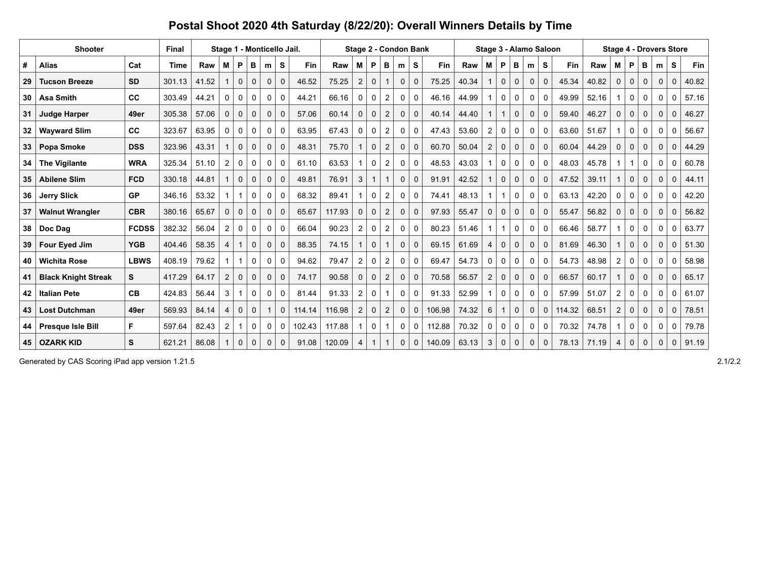## Postal Shoot 2020 4th Saturday (8/22/20): Overall Winners Details by Time

| Shooter | | | Final | Stage 1 - Monticello Jail. | | | | | | | Stage 2 - Condon Bank | | | | | | | Stage 3 - Alamo Saloon | | | | | | | Stage 4 - Drovers Store | | | | | | |
|---|---|---|---|---|---|---|---|---|---|---|---|---|---|---|---|---|---|---|---|---|---|---|---|---|---|---|---|---|---|---|---|
| # | Alias | Cat | Time | Raw | M | P | B | m | S | Fin | Raw | M | P | B | m | S | Fin | Raw | M | P | B | m | S | Fin | Raw | M | P | B | m | S | Fin |
| 29 | **Tucson Breeze** | **SD** | 301.13 | 41.52 | 1 | 0 | 0 | 0 | 0 | 46.52 | 75.25 | 2 | 0 | 1 | 0 | 0 | 75.25 | 40.34 | 1 | 0 | 0 | 0 | 0 | 45.34 | 40.82 | 0 | 0 | 0 | 0 | 0 | 40.82 |
| 30 | **Asa Smith** | **CC** | 303.49 | 44.21 | 0 | 0 | 0 | 0 | 0 | 44.21 | 66.16 | 0 | 0 | 2 | 0 | 0 | 46.16 | 44.99 | 1 | 0 | 0 | 0 | 0 | 49.99 | 52.16 | 1 | 0 | 0 | 0 | 0 | 57.16 |
| 31 | **Judge Harper** | **49er** | 305.38 | 57.06 | 0 | 0 | 0 | 0 | 0 | 57.06 | 60.14 | 0 | 0 | 2 | 0 | 0 | 40.14 | 44.40 | 1 | 1 | 0 | 0 | 0 | 59.40 | 46.27 | 0 | 0 | 0 | 0 | 0 | 46.27 |
| 32 | **Wayward Slim** | **CC** | 323.67 | 63.95 | 0 | 0 | 0 | 0 | 0 | 63.95 | 67.43 | 0 | 0 | 2 | 0 | 0 | 47.43 | 53.60 | 2 | 0 | 0 | 0 | 0 | 63.60 | 51.67 | 1 | 0 | 0 | 0 | 0 | 56.67 |
| 33 | **Popa Smoke** | **DSS** | 323.96 | 43.31 | 1 | 0 | 0 | 0 | 0 | 48.31 | 75.70 | 1 | 0 | 2 | 0 | 0 | 60.70 | 50.04 | 2 | 0 | 0 | 0 | 0 | 60.04 | 44.29 | 0 | 0 | 0 | 0 | 0 | 44.29 |
| 34 | **The Vigilante** | **WRA** | 325.34 | 51.10 | 2 | 0 | 0 | 0 | 0 | 61.10 | 63.53 | 1 | 0 | 2 | 0 | 0 | 48.53 | 43.03 | 1 | 0 | 0 | 0 | 0 | 48.03 | 45.78 | 1 | 1 | 0 | 0 | 0 | 60.78 |
| 35 | **Abilene Slim** | **FCD** | 330.18 | 44.81 | 1 | 0 | 0 | 0 | 0 | 49.81 | 76.91 | 3 | 1 | 1 | 0 | 0 | 91.91 | 42.52 | 1 | 0 | 0 | 0 | 0 | 47.52 | 39.11 | 1 | 0 | 0 | 0 | 0 | 44.11 |
| 36 | **Jerry Slick** | **GP** | 346.16 | 53.32 | 1 | 1 | 0 | 0 | 0 | 68.32 | 89.41 | 1 | 0 | 2 | 0 | 0 | 74.41 | 48.13 | 1 | 1 | 0 | 0 | 0 | 63.13 | 42.20 | 0 | 0 | 0 | 0 | 0 | 42.20 |
| 37 | **Walnut Wrangler** | **CBR** | 380.16 | 65.67 | 0 | 0 | 0 | 0 | 0 | 65.67 | 117.93 | 0 | 0 | 2 | 0 | 0 | 97.93 | 55.47 | 0 | 0 | 0 | 0 | 0 | 55.47 | 56.82 | 0 | 0 | 0 | 0 | 0 | 56.82 |
| 38 | **Doc Dag** | **FCDSS** | 382.32 | 56.04 | 2 | 0 | 0 | 0 | 0 | 66.04 | 90.23 | 2 | 0 | 2 | 0 | 0 | 80.23 | 51.46 | 1 | 1 | 0 | 0 | 0 | 66.46 | 58.77 | 1 | 0 | 0 | 0 | 0 | 63.77 |
| 39 | **Four Eyed Jim** | **YGB** | 404.46 | 58.35 | 4 | 1 | 0 | 0 | 0 | 88.35 | 74.15 | 1 | 0 | 1 | 0 | 0 | 69.15 | 61.69 | 4 | 0 | 0 | 0 | 0 | 81.69 | 46.30 | 1 | 0 | 0 | 0 | 0 | 51.30 |
| 40 | **Wichita Rose** | **LBWS** | 408.19 | 79.62 | 1 | 1 | 0 | 0 | 0 | 94.62 | 79.47 | 2 | 0 | 2 | 0 | 0 | 69.47 | 54.73 | 0 | 0 | 0 | 0 | 0 | 54.73 | 48.98 | 2 | 0 | 0 | 0 | 0 | 58.98 |
| 41 | **Black Knight Streak** | **S** | 417.29 | 64.17 | 2 | 0 | 0 | 0 | 0 | 74.17 | 90.58 | 0 | 0 | 2 | 0 | 0 | 70.58 | 56.57 | 2 | 0 | 0 | 0 | 0 | 66.57 | 60.17 | 1 | 0 | 0 | 0 | 0 | 65.17 |
| 42 | **Italian Pete** | **CB** | 424.83 | 56.44 | 3 | 1 | 0 | 0 | 0 | 81.44 | 91.33 | 2 | 0 | 1 | 0 | 0 | 91.33 | 52.99 | 1 | 0 | 0 | 0 | 0 | 57.99 | 51.07 | 2 | 0 | 0 | 0 | 0 | 61.07 |
| 43 | **Lost Dutchman** | **49er** | 569.93 | 84.14 | 4 | 0 | 0 | 1 | 0 | 114.14 | 116.98 | 2 | 0 | 2 | 0 | 0 | 106.98 | 74.32 | 6 | 1 | 0 | 0 | 0 | 114.32 | 68.51 | 2 | 0 | 0 | 0 | 0 | 78.51 |
| 44 | **Presque Isle Bill** | **F** | 597.64 | 82.43 | 2 | 1 | 0 | 0 | 0 | 102.43 | 117.88 | 1 | 0 | 1 | 0 | 0 | 112.88 | 70.32 | 0 | 0 | 0 | 0 | 0 | 70.32 | 74.78 | 1 | 0 | 0 | 0 | 0 | 79.78 |
| 45 | **OZARK KID** | **S** | 621.21 | 86.08 | 1 | 0 | 0 | 0 | 0 | 91.08 | 120.09 | 4 | 1 | 1 | 0 | 0 | 140.09 | 63.13 | 3 | 0 | 0 | 0 | 0 | 78.13 | 71.19 | 4 | 0 | 0 | 0 | 0 | 91.19 |

Generated by CAS Scoring iPad app version 1.21.5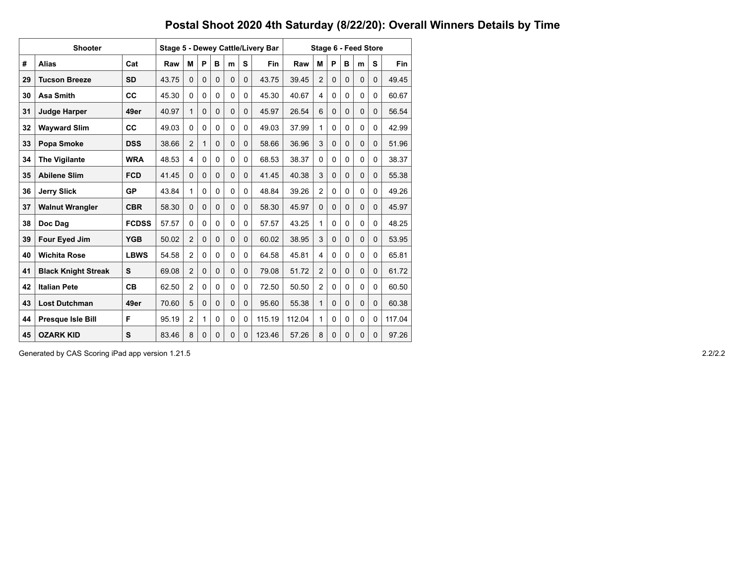# Postal Shoot 2020 4th Saturday (8/22/20): Overall Winners Details by Time

| Shooter | | | Stage 5 - Dewey Cattle/Livery Bar | | | | | | | Stage 6 - Feed Store | | | | | | |
|---|---|---|---|---|---|---|---|---|---|---|---|---|---|---|---|---|
| # | Alias | Cat | Raw | M | P | B | m | S | Fin | Raw | M | P | B | m | S | Fin |
| 29 | Tucson Breeze | SD | 43.75 | 0 | 0 | 0 | 0 | 0 | 43.75 | 39.45 | 2 | 0 | 0 | 0 | 0 | 49.45 |
| 30 | Asa Smith | CC | 45.30 | 0 | 0 | 0 | 0 | 0 | 45.30 | 40.67 | 4 | 0 | 0 | 0 | 0 | 60.67 |
| 31 | Judge Harper | 49er | 40.97 | 1 | 0 | 0 | 0 | 0 | 45.97 | 26.54 | 6 | 0 | 0 | 0 | 0 | 56.54 |
| 32 | Wayward Slim | CC | 49.03 | 0 | 0 | 0 | 0 | 0 | 49.03 | 37.99 | 1 | 0 | 0 | 0 | 0 | 42.99 |
| 33 | Popa Smoke | DSS | 38.66 | 2 | 1 | 0 | 0 | 0 | 58.66 | 36.96 | 3 | 0 | 0 | 0 | 0 | 51.96 |
| 34 | The Vigilante | WRA | 48.53 | 4 | 0 | 0 | 0 | 0 | 68.53 | 38.37 | 0 | 0 | 0 | 0 | 0 | 38.37 |
| 35 | Abilene Slim | FCD | 41.45 | 0 | 0 | 0 | 0 | 0 | 41.45 | 40.38 | 3 | 0 | 0 | 0 | 0 | 55.38 |
| 36 | Jerry Slick | GP | 43.84 | 1 | 0 | 0 | 0 | 0 | 48.84 | 39.26 | 2 | 0 | 0 | 0 | 0 | 49.26 |
| 37 | Walnut Wrangler | CBR | 58.30 | 0 | 0 | 0 | 0 | 0 | 58.30 | 45.97 | 0 | 0 | 0 | 0 | 0 | 45.97 |
| 38 | Doc Dag | FCDSS | 57.57 | 0 | 0 | 0 | 0 | 0 | 57.57 | 43.25 | 1 | 0 | 0 | 0 | 0 | 48.25 |
| 39 | Four Eyed Jim | YGB | 50.02 | 2 | 0 | 0 | 0 | 0 | 60.02 | 38.95 | 3 | 0 | 0 | 0 | 0 | 53.95 |
| 40 | Wichita Rose | LBWS | 54.58 | 2 | 0 | 0 | 0 | 0 | 64.58 | 45.81 | 4 | 0 | 0 | 0 | 0 | 65.81 |
| 41 | Black Knight Streak | S | 69.08 | 2 | 0 | 0 | 0 | 0 | 79.08 | 51.72 | 2 | 0 | 0 | 0 | 0 | 61.72 |
| 42 | Italian Pete | CB | 62.50 | 2 | 0 | 0 | 0 | 0 | 72.50 | 50.50 | 2 | 0 | 0 | 0 | 0 | 60.50 |
| 43 | Lost Dutchman | 49er | 70.60 | 5 | 0 | 0 | 0 | 0 | 95.60 | 55.38 | 1 | 0 | 0 | 0 | 0 | 60.38 |
| 44 | Presque Isle Bill | F | 95.19 | 2 | 1 | 0 | 0 | 0 | 115.19 | 112.04 | 1 | 0 | 0 | 0 | 0 | 117.04 |
| 45 | OZARK KID | S | 83.46 | 8 | 0 | 0 | 0 | 0 | 123.46 | 57.26 | 8 | 0 | 0 | 0 | 0 | 97.26 |

Generated by CAS Scoring iPad app version 1.21.5